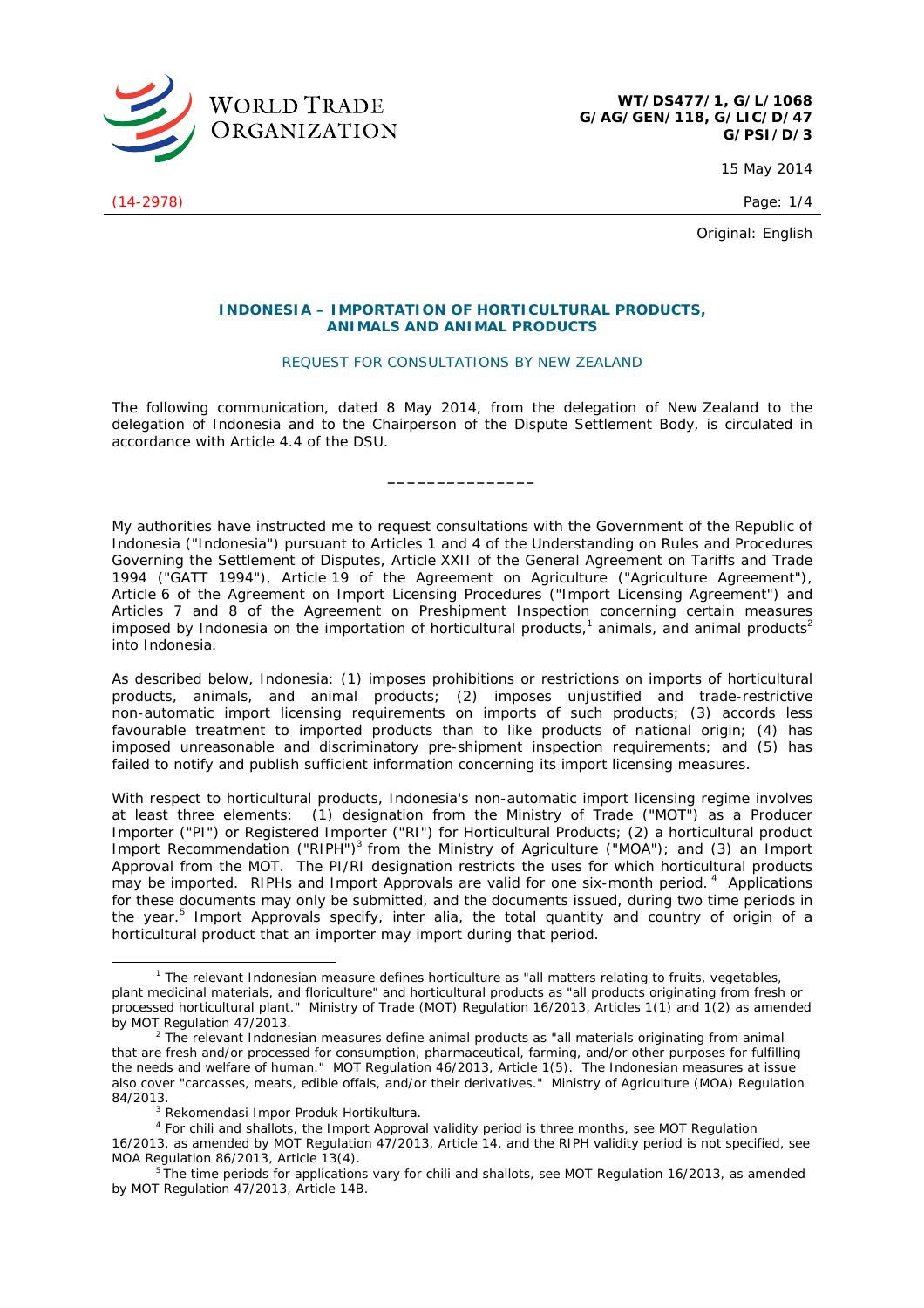WT/DS477/1, G/L/1068
G/AG/GEN/118, G/LIC/D/47
G/PSI/D/3

15 May 2014

(14-2978)

Original: English

## INDONESIA – IMPORTATION OF HORTICULTURAL PRODUCTS, ANIMALS AND ANIMAL PRODUCTS

### REQUEST FOR CONSULTATIONS BY NEW ZEALAND

The following communication, dated 8 May 2014, from the delegation of New Zealand to the delegation of Indonesia and to the Chairperson of the Dispute Settlement Body, is circulated in accordance with Article 4.4 of the DSU.

---

My authorities have instructed me to request consultations with the Government of the Republic of Indonesia ("Indonesia") pursuant to Articles 1 and 4 of the Understanding on Rules and Procedures Governing the Settlement of Disputes, Article XXII of the General Agreement on Tariffs and Trade 1994 ("GATT 1994"), Article 19 of the Agreement on Agriculture ("Agriculture Agreement"), Article 6 of the Agreement on Import Licensing Procedures ("Import Licensing Agreement") and Articles 7 and 8 of the Agreement on Preshipment Inspection concerning certain measures imposed by Indonesia on the importation of horticultural products,[1] animals, and animal products[2] into Indonesia.

As described below, Indonesia: (1) imposes prohibitions or restrictions on imports of horticultural products, animals, and animal products; (2) imposes unjustified and trade-restrictive non-automatic import licensing requirements on imports of such products; (3) accords less favourable treatment to imported products than to like products of national origin; (4) has imposed unreasonable and discriminatory pre-shipment inspection requirements; and (5) has failed to notify and publish sufficient information concerning its import licensing measures.

With respect to horticultural products, Indonesia's non-automatic import licensing regime involves at least three elements: (1) designation from the Ministry of Trade ("MOT") as a Producer Importer ("PI") or Registered Importer ("RI") for Horticultural Products; (2) a horticultural product Import Recommendation ("RIPH")[3] from the Ministry of Agriculture ("MOA"); and (3) an Import Approval from the MOT. The PI/RI designation restricts the uses for which horticultural products may be imported. RIPHs and Import Approvals are valid for one six-month period.[4] Applications for these documents may only be submitted, and the documents issued, during two time periods in the year.[5] Import Approvals specify, *inter alia*, the total quantity and country of origin of a horticultural product that an importer may import during that period.

---

[1] The relevant Indonesian measure defines horticulture as "all matters relating to fruits, vegetables, plant medicinal materials, and floriculture" and horticultural products as "all products originating from fresh or processed horticultural plant." Ministry of Trade (MOT) Regulation 16/2013, Articles 1(1) and 1(2) as amended by MOT Regulation 47/2013.

[2] The relevant Indonesian measures define animal products as "all materials originating from animal that are fresh and/or processed for consumption, pharmaceutical, farming, and/or other purposes for fulfilling the needs and welfare of human." MOT Regulation 46/2013, Article 1(5). The Indonesian measures at issue also cover "carcasses, meats, edible offals, and/or their derivatives." Ministry of Agriculture (MOA) Regulation 84/2013.

[3] *Rekomendasi Impor Produk Hortikultura*.

[4] For chili and shallots, the Import Approval validity period is three months, see MOT Regulation 16/2013, as amended by MOT Regulation 47/2013, Article 14, and the RIPH validity period is not specified, see MOA Regulation 86/2013, Article 13(4).

[5] The time periods for applications vary for chili and shallots, see MOT Regulation 16/2013, as amended by MOT Regulation 47/2013, Article 14B.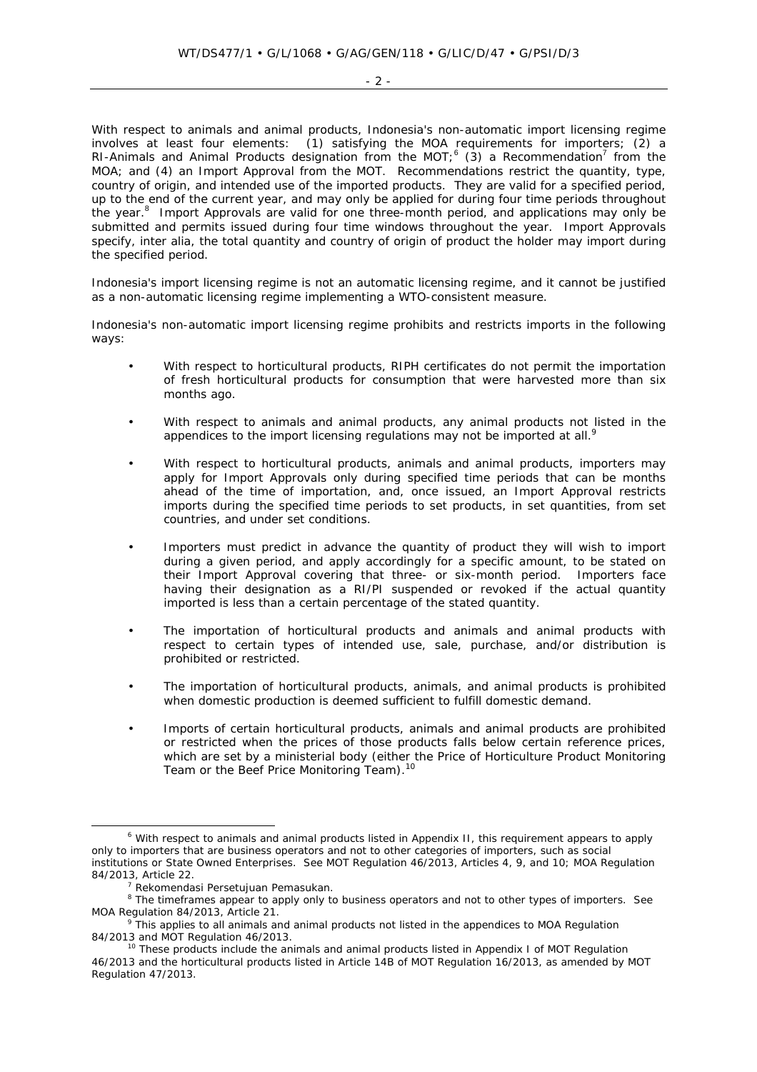With respect to animals and animal products, Indonesia's non-automatic import licensing regime involves at least four elements: (1) satisfying the MOA requirements for importers; (2) a RI-Animals and Animal Products designation from the MOT;[6] (3) a Recommendation[7] from the MOA; and (4) an Import Approval from the MOT. Recommendations restrict the quantity, type, country of origin, and intended use of the imported products. They are valid for a specified period, up to the end of the current year, and may only be applied for during four time periods throughout the year.[8] Import Approvals are valid for one three-month period, and applications may only be submitted and permits issued during four time windows throughout the year. Import Approvals specify, inter alia, the total quantity and country of origin of product the holder may import during the specified period.

Indonesia's import licensing regime is not an automatic licensing regime, and it cannot be justified as a non-automatic licensing regime implementing a WTO-consistent measure.

Indonesia's non-automatic import licensing regime prohibits and restricts imports in the following ways:

- With respect to horticultural products, RIPH certificates do not permit the importation of fresh horticultural products for consumption that were harvested more than six months ago.
- With respect to animals and animal products, any animal products not listed in the appendices to the import licensing regulations may not be imported at all.[9]
- With respect to horticultural products, animals and animal products, importers may apply for Import Approvals only during specified time periods that can be months ahead of the time of importation, and, once issued, an Import Approval restricts imports during the specified time periods to set products, in set quantities, from set countries, and under set conditions.
- Importers must predict in advance the quantity of product they will wish to import during a given period, and apply accordingly for a specific amount, to be stated on their Import Approval covering that three- or six-month period. Importers face having their designation as a RI/PI suspended or revoked if the actual quantity imported is less than a certain percentage of the stated quantity.
- The importation of horticultural products and animals and animal products with respect to certain types of intended use, sale, purchase, and/or distribution is prohibited or restricted.
- The importation of horticultural products, animals, and animal products is prohibited when domestic production is deemed sufficient to fulfill domestic demand.
- Imports of certain horticultural products, animals and animal products are prohibited or restricted when the prices of those products falls below certain reference prices, which are set by a ministerial body (either the Price of Horticulture Product Monitoring Team or the Beef Price Monitoring Team).[10]

---

[6] With respect to animals and animal products listed in Appendix II, this requirement appears to apply only to importers that are business operators and not to other categories of importers, such as social institutions or State Owned Enterprises. See MOT Regulation 46/2013, Articles 4, 9, and 10; MOA Regulation 84/2013, Article 22.

[7] *Rekomendasi Persetujuan Pemasukan.*

[8] The timeframes appear to apply only to business operators and not to other types of importers. See MOA Regulation 84/2013, Article 21.

[9] This applies to all animals and animal products not listed in the appendices to MOA Regulation 84/2013 and MOT Regulation 46/2013.

[10] These products include the animals and animal products listed in Appendix I of MOT Regulation 46/2013 and the horticultural products listed in Article 14B of MOT Regulation 16/2013, as amended by MOT Regulation 47/2013.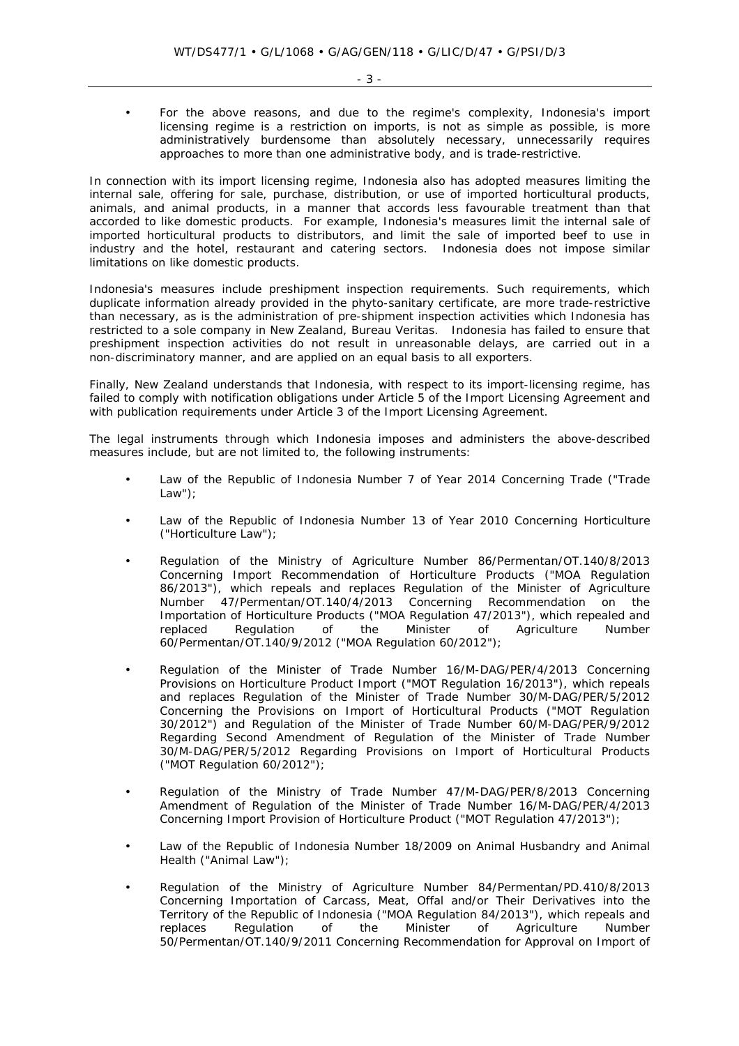- For the above reasons, and due to the regime's complexity, Indonesia's import licensing regime is a restriction on imports, is not as simple as possible, is more administratively burdensome than absolutely necessary, unnecessarily requires approaches to more than one administrative body, and is trade-restrictive.

In connection with its import licensing regime, Indonesia also has adopted measures limiting the internal sale, offering for sale, purchase, distribution, or use of imported horticultural products, animals, and animal products, in a manner that accords less favourable treatment than that accorded to like domestic products. For example, Indonesia's measures limit the internal sale of imported horticultural products to distributors, and limit the sale of imported beef to use in industry and the hotel, restaurant and catering sectors. Indonesia does not impose similar limitations on like domestic products.

Indonesia's measures include preshipment inspection requirements. Such requirements, which duplicate information already provided in the phyto-sanitary certificate, are more trade-restrictive than necessary, as is the administration of pre-shipment inspection activities which Indonesia has restricted to a sole company in New Zealand, Bureau Veritas. Indonesia has failed to ensure that preshipment inspection activities do not result in unreasonable delays, are carried out in a non-discriminatory manner, and are applied on an equal basis to all exporters.

Finally, New Zealand understands that Indonesia, with respect to its import-licensing regime, has failed to comply with notification obligations under Article 5 of the Import Licensing Agreement and with publication requirements under Article 3 of the Import Licensing Agreement.

The legal instruments through which Indonesia imposes and administers the above-described measures include, but are not limited to, the following instruments:

- Law of the Republic of Indonesia Number 7 of Year 2014 Concerning Trade ("Trade Law");
- Law of the Republic of Indonesia Number 13 of Year 2010 Concerning Horticulture ("Horticulture Law");
- Regulation of the Ministry of Agriculture Number 86/Permentan/OT.140/8/2013 Concerning Import Recommendation of Horticulture Products ("MOA Regulation 86/2013"), which repeals and replaces Regulation of the Minister of Agriculture Number 47/Permentan/OT.140/4/2013 Concerning Recommendation on the Importation of Horticulture Products ("MOA Regulation 47/2013"), which repealed and replaced Regulation of the Minister of Agriculture Number 60/Permentan/OT.140/9/2012 ("MOA Regulation 60/2012");
- Regulation of the Minister of Trade Number 16/M-DAG/PER/4/2013 Concerning Provisions on Horticulture Product Import ("MOT Regulation 16/2013"), which repeals and replaces Regulation of the Minister of Trade Number 30/M-DAG/PER/5/2012 Concerning the Provisions on Import of Horticultural Products ("MOT Regulation 30/2012") and Regulation of the Minister of Trade Number 60/M-DAG/PER/9/2012 Regarding Second Amendment of Regulation of the Minister of Trade Number 30/M-DAG/PER/5/2012 Regarding Provisions on Import of Horticultural Products ("MOT Regulation 60/2012");
- Regulation of the Ministry of Trade Number 47/M-DAG/PER/8/2013 Concerning Amendment of Regulation of the Minister of Trade Number 16/M-DAG/PER/4/2013 Concerning Import Provision of Horticulture Product ("MOT Regulation 47/2013");
- Law of the Republic of Indonesia Number 18/2009 on Animal Husbandry and Animal Health ("Animal Law");
- Regulation of the Ministry of Agriculture Number 84/Permentan/PD.410/8/2013 Concerning Importation of Carcass, Meat, Offal and/or Their Derivatives into the Territory of the Republic of Indonesia ("MOA Regulation 84/2013"), which repeals and replaces Regulation of the Minister of Agriculture Number 50/Permentan/OT.140/9/2011 Concerning Recommendation for Approval on Import of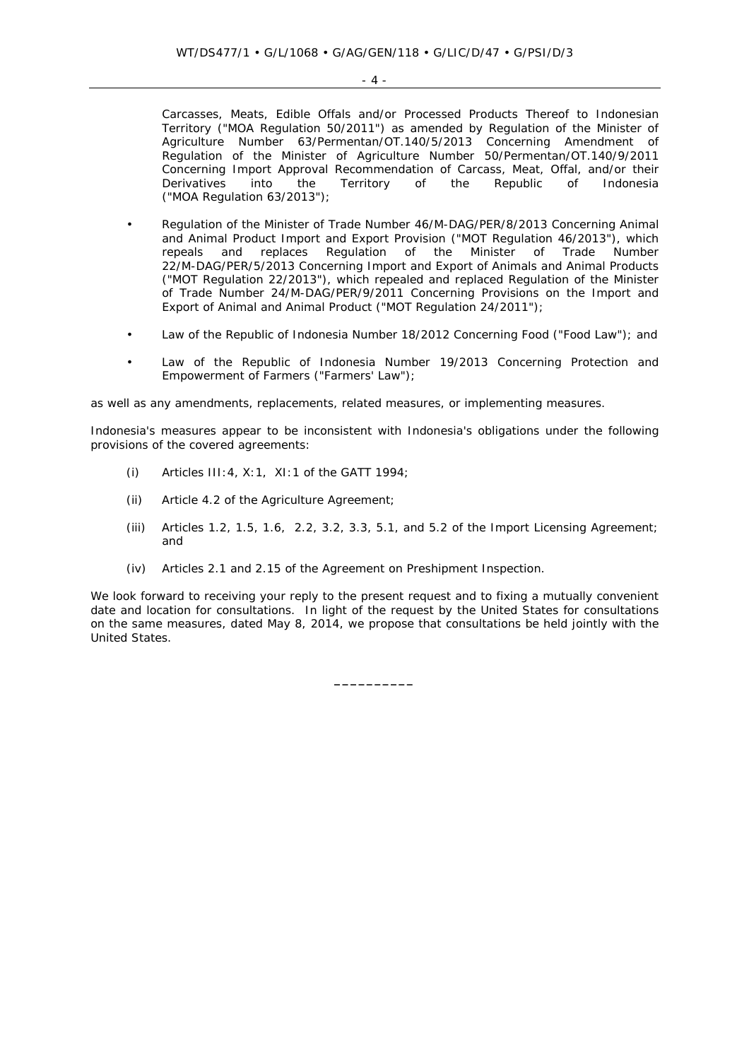Carcasses, Meats, Edible Offals and/or Processed Products Thereof to Indonesian Territory ("MOA Regulation 50/2011") as amended by Regulation of the Minister of Agriculture Number 63/Permentan/OT.140/5/2013 Concerning Amendment of Regulation of the Minister of Agriculture Number 50/Permentan/OT.140/9/2011 Concerning Import Approval Recommendation of Carcass, Meat, Offal, and/or their Derivatives into the Territory of the Republic of Indonesia ("MOA Regulation 63/2013");

- Regulation of the Minister of Trade Number 46/M-DAG/PER/8/2013 Concerning Animal and Animal Product Import and Export Provision ("MOT Regulation 46/2013"), which repeals and replaces Regulation of the Minister of Trade Number 22/M-DAG/PER/5/2013 Concerning Import and Export of Animals and Animal Products ("MOT Regulation 22/2013"), which repealed and replaced Regulation of the Minister of Trade Number 24/M-DAG/PER/9/2011 Concerning Provisions on the Import and Export of Animal and Animal Product ("MOT Regulation 24/2011");
- Law of the Republic of Indonesia Number 18/2012 Concerning Food ("Food Law"); and
- Law of the Republic of Indonesia Number 19/2013 Concerning Protection and Empowerment of Farmers ("Farmers' Law");

as well as any amendments, replacements, related measures, or implementing measures.

Indonesia's measures appear to be inconsistent with Indonesia's obligations under the following provisions of the covered agreements:

(i) Articles III:4, X:1, XI:1 of the GATT 1994;

(ii) Article 4.2 of the Agriculture Agreement;

(iii) Articles 1.2, 1.5, 1.6, 2.2, 3.2, 3.3, 5.1, and 5.2 of the Import Licensing Agreement; and

(iv) Articles 2.1 and 2.15 of the Agreement on Preshipment Inspection.

We look forward to receiving your reply to the present request and to fixing a mutually convenient date and location for consultations. In light of the request by the United States for consultations on the same measures, dated May 8, 2014, we propose that consultations be held jointly with the United States.

__________